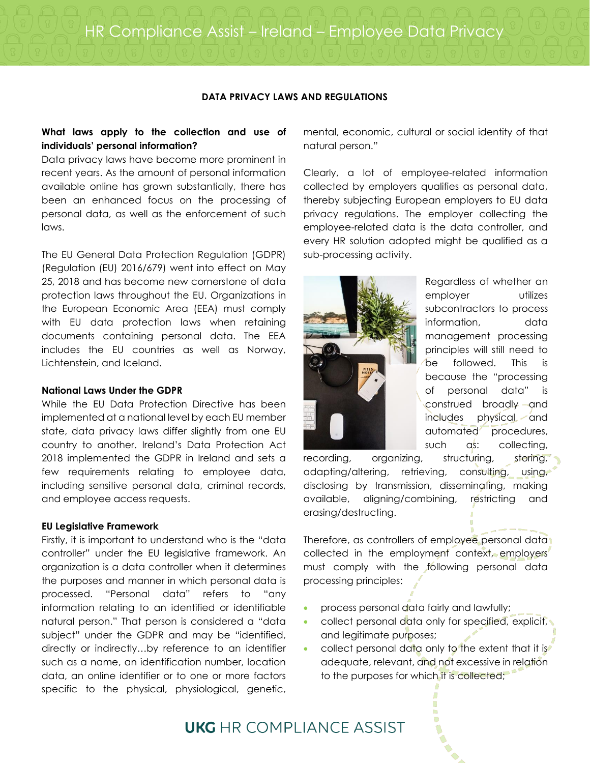# HR Compliance Assist – Ireland – Employee Data Privacy

## DATA PRIVACY LAWS AND REGULATIONS

**What laws apply to the collection and use of individuals' personal information?**

Data privacy laws have become more prominent in recent years. As the amount of personal information available online has grown substantially, there has been an enhanced focus on the processing of personal data, as well as the enforcement of such laws.

The EU General Data Protection Regulation (GDPR) (Regulation (EU) 2016/679) went into effect on May 25, 2018 and has become new cornerstone of data protection laws throughout the EU. Organizations in the European Economic Area (EEA) must comply with EU data protection laws when retaining documents containing personal data. The EEA includes the EU countries as well as Norway, Lichtenstein, and Iceland.

**National Laws Under the GDPR**

While the EU Data Protection Directive has been implemented at a national level by each EU member state, data privacy laws differ slightly from one EU country to another. Ireland's Data Protection Act 2018 implemented the GDPR in Ireland and sets a few requirements relating to employee data, including sensitive personal data, criminal records, and employee access requests.

**EU Legislative Framework**

Firstly, it is important to understand who is the "data controller" under the EU legislative framework. An organization is a data controller when it determines the purposes and manner in which personal data is processed. "Personal data" refers to "any information relating to an identified or identifiable natural person." That person is considered a "data subject" under the GDPR and may be "identified, directly or indirectly…by reference to an identifier such as a name, an identification number, location data, an online identifier or to one or more factors specific to the physical, physiological, genetic, mental, economic, cultural or social identity of that natural person."

Clearly, a lot of employee-related information collected by employers qualifies as personal data, thereby subjecting European employers to EU data privacy regulations. The employer collecting the employee-related data is the data controller, and every HR solution adopted might be qualified as a sub-processing activity.

Regardless of whether an employer utilizes subcontractors to process information, data management processing principles will still need to be followed. This is because the "processing of personal data" is construed broadly and includes physical and automated procedures, such as: collecting, recording, organizing, structuring, storing, adapting/altering, retrieving, consulting, using, disclosing by transmission, disseminating, making available, aligning/combining, restricting and erasing/destructing.

Therefore, as controllers of employee personal data collected in the employment context, employers must comply with the following personal data processing principles:

- process personal data fairly and lawfully;
- collect personal data only for specified, explicit, and legitimate purposes;
- collect personal data only to the extent that it is adequate, relevant, and not excessive in relation to the purposes for which it is collected;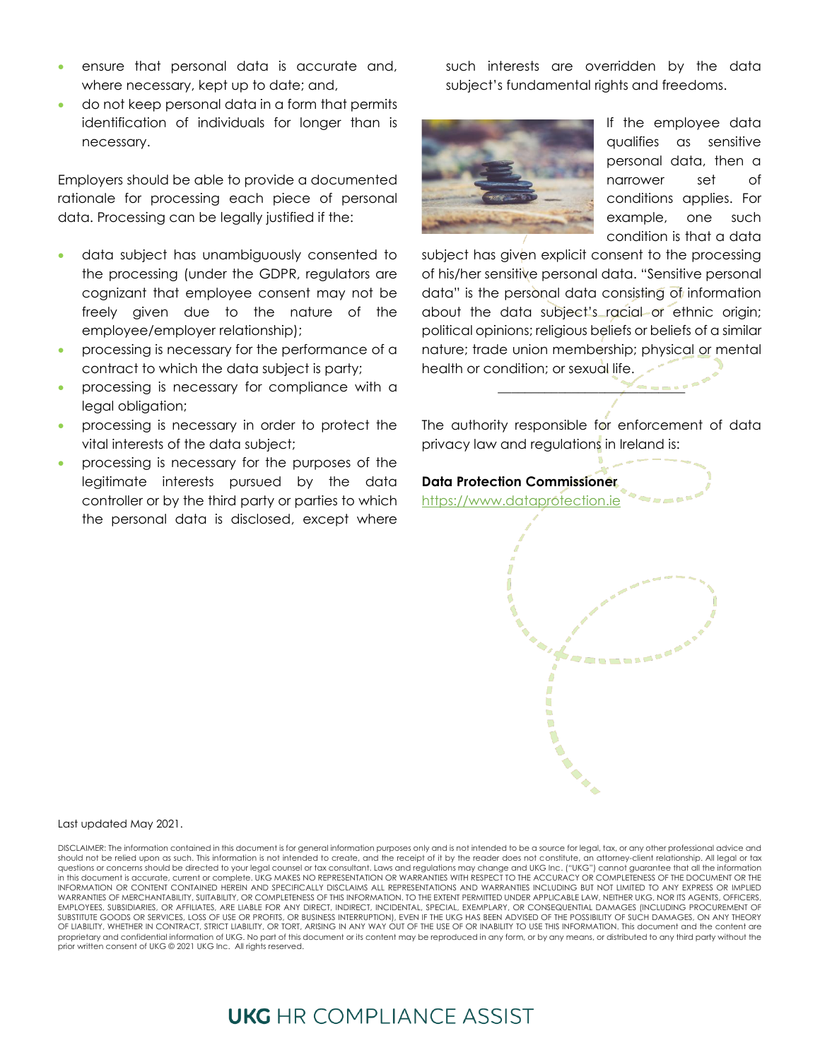- ensure that personal data is accurate and, where necessary, kept up to date; and,
- do not keep personal data in a form that permits identification of individuals for longer than is necessary.

Employers should be able to provide a documented rationale for processing each piece of personal data. Processing can be legally justified if the:

- data subject has unambiguously consented to the processing (under the GDPR, regulators are cognizant that employee consent may not be freely given due to the nature of the employee/employer relationship);
- processing is necessary for the performance of a contract to which the data subject is party;
- processing is necessary for compliance with a legal obligation;
- processing is necessary in order to protect the vital interests of the data subject;
- processing is necessary for the purposes of the legitimate interests pursued by the data controller or by the third party or parties to which the personal data is disclosed, except where such interests are overridden by the data subject's fundamental rights and freedoms.

If the employee data qualifies as sensitive personal data, then a narrower set of conditions applies. For example, one such condition is that a data subject has given explicit consent to the processing of his/her sensitive personal data. "Sensitive personal data" is the personal data consisting of information about the data subject's racial or ethnic origin; political opinions; religious beliefs or beliefs of a similar nature; trade union membership; physical or mental health or condition; or sexual life.

---

The authority responsible for enforcement of data privacy law and regulations in Ireland is:

**Data Protection Commissioner**
https://www.dataprotection.ie

Last updated May 2021.

DISCLAIMER: The information contained in this document is for general information purposes only and is not intended to be a source for legal, tax, or any other professional advice and should not be relied upon as such. This information is not intended to create, and the receipt of it by the reader does not constitute, an attorney-client relationship. All legal or tax questions or concerns should be directed to your legal counsel or tax consultant. Laws and regulations may change and UKG Inc. ("UKG") cannot guarantee that all the information in this document is accurate, current or complete. UKG MAKES NO REPRESENTATION OR WARRANTIES WITH RESPECT TO THE ACCURACY OR COMPLETENESS OF THE DOCUMENT OR THE INFORMATION OR CONTENT CONTAINED HEREIN AND SPECIFICALLY DISCLAIMS ALL REPRESENTATIONS AND WARRANTIES INCLUDING BUT NOT LIMITED TO ANY EXPRESS OR IMPLIED WARRANTIES OF MERCHANTABILITY, SUITABILITY, OR COMPLETENESS OF THIS INFORMATION. TO THE EXTENT PERMITTED UNDER APPLICABLE LAW, NEITHER UKG, NOR ITS AGENTS, OFFICERS, EMPLOYEES, SUBSIDIARIES, OR AFFILIATES, ARE LIABLE FOR ANY DIRECT, INDIRECT, INCIDENTAL, SPECIAL, EXEMPLARY, OR CONSEQUENTIAL DAMAGES (INCLUDING PROCUREMENT OF SUBSTITUTE GOODS OR SERVICES, LOSS OF USE OR PROFITS, OR BUSINESS INTERRUPTION), EVEN IF THE UKG HAS BEEN ADVISED OF THE POSSIBILITY OF SUCH DAMAGES, ON ANY THEORY OF LIABILITY, WHETHER IN CONTRACT, STRICT LIABILITY, OR TORT, ARISING IN ANY WAY OUT OF THE USE OF OR INABILITY TO USE THIS INFORMATION. This document and the content are proprietary and confidential information of UKG. No part of this document or its content may be reproduced in any form, or by any means, or distributed to any third party without the prior written consent of UKG © 2021 UKG Inc. All rights reserved.

**UKG** HR COMPLIANCE ASSIST